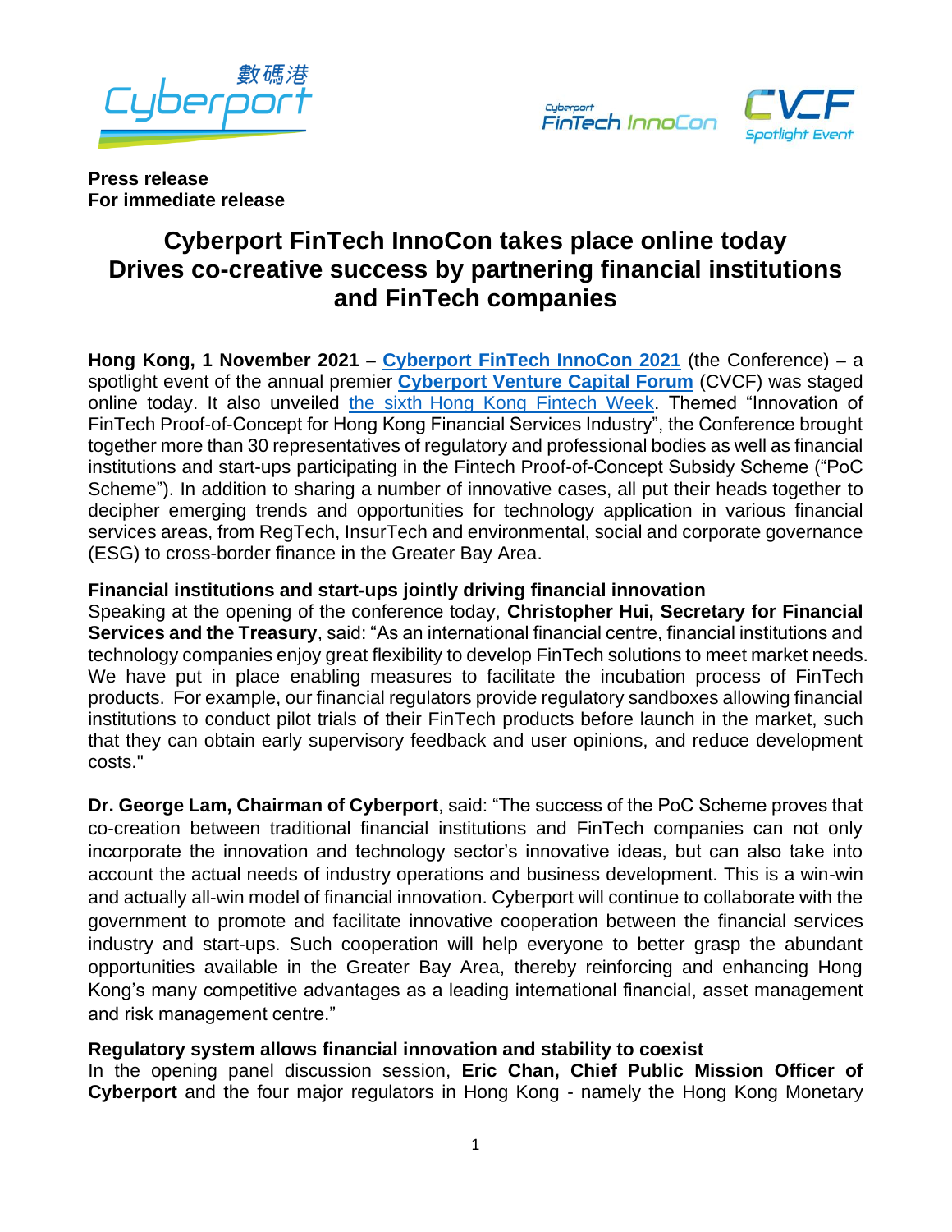**Press release**
**For immediate release**

# Cyberport FinTech InnoCon takes place online today Drives co-creative success by partnering financial institutions and FinTech companies

**Hong Kong, 1 November 2021** – **Cyberport FinTech InnoCon 2021** (the Conference) – a spotlight event of the annual premier **Cyberport Venture Capital Forum** (CVCF) was staged online today. It also unveiled the sixth Hong Kong Fintech Week. Themed "Innovation of FinTech Proof-of-Concept for Hong Kong Financial Services Industry", the Conference brought together more than 30 representatives of regulatory and professional bodies as well as financial institutions and start-ups participating in the Fintech Proof-of-Concept Subsidy Scheme ("PoC Scheme"). In addition to sharing a number of innovative cases, all put their heads together to decipher emerging trends and opportunities for technology application in various financial services areas, from RegTech, InsurTech and environmental, social and corporate governance (ESG) to cross-border finance in the Greater Bay Area.

**Financial institutions and start-ups jointly driving financial innovation**

Speaking at the opening of the conference today, **Christopher Hui, Secretary for Financial Services and the Treasury**, said: "As an international financial centre, financial institutions and technology companies enjoy great flexibility to develop FinTech solutions to meet market needs. We have put in place enabling measures to facilitate the incubation process of FinTech products. For example, our financial regulators provide regulatory sandboxes allowing financial institutions to conduct pilot trials of their FinTech products before launch in the market, such that they can obtain early supervisory feedback and user opinions, and reduce development costs."

**Dr. George Lam, Chairman of Cyberport**, said: "The success of the PoC Scheme proves that co-creation between traditional financial institutions and FinTech companies can not only incorporate the innovation and technology sector's innovative ideas, but can also take into account the actual needs of industry operations and business development. This is a win-win and actually all-win model of financial innovation. Cyberport will continue to collaborate with the government to promote and facilitate innovative cooperation between the financial services industry and start-ups. Such cooperation will help everyone to better grasp the abundant opportunities available in the Greater Bay Area, thereby reinforcing and enhancing Hong Kong's many competitive advantages as a leading international financial, asset management and risk management centre."

**Regulatory system allows financial innovation and stability to coexist**

In the opening panel discussion session, **Eric Chan, Chief Public Mission Officer of Cyberport** and the four major regulators in Hong Kong - namely the Hong Kong Monetary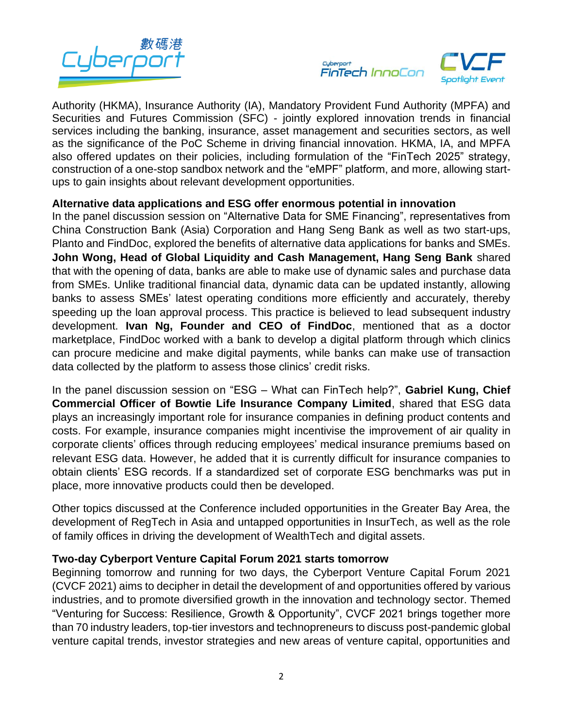Authority (HKMA), Insurance Authority (IA), Mandatory Provident Fund Authority (MPFA) and Securities and Futures Commission (SFC) - jointly explored innovation trends in financial services including the banking, insurance, asset management and securities sectors, as well as the significance of the PoC Scheme in driving financial innovation. HKMA, IA, and MPFA also offered updates on their policies, including formulation of the "FinTech 2025" strategy, construction of a one-stop sandbox network and the "eMPF" platform, and more, allowing start-ups to gain insights about relevant development opportunities.

**Alternative data applications and ESG offer enormous potential in innovation**

In the panel discussion session on "Alternative Data for SME Financing", representatives from China Construction Bank (Asia) Corporation and Hang Seng Bank as well as two start-ups, Planto and FindDoc, explored the benefits of alternative data applications for banks and SMEs. **John Wong, Head of Global Liquidity and Cash Management, Hang Seng Bank** shared that with the opening of data, banks are able to make use of dynamic sales and purchase data from SMEs. Unlike traditional financial data, dynamic data can be updated instantly, allowing banks to assess SMEs' latest operating conditions more efficiently and accurately, thereby speeding up the loan approval process. This practice is believed to lead subsequent industry development. **Ivan Ng, Founder and CEO of FindDoc**, mentioned that as a doctor marketplace, FindDoc worked with a bank to develop a digital platform through which clinics can procure medicine and make digital payments, while banks can make use of transaction data collected by the platform to assess those clinics' credit risks.

In the panel discussion session on "ESG – What can FinTech help?", **Gabriel Kung, Chief Commercial Officer of Bowtie Life Insurance Company Limited**, shared that ESG data plays an increasingly important role for insurance companies in defining product contents and costs. For example, insurance companies might incentivise the improvement of air quality in corporate clients' offices through reducing employees' medical insurance premiums based on relevant ESG data. However, he added that it is currently difficult for insurance companies to obtain clients' ESG records. If a standardized set of corporate ESG benchmarks was put in place, more innovative products could then be developed.

Other topics discussed at the Conference included opportunities in the Greater Bay Area, the development of RegTech in Asia and untapped opportunities in InsurTech, as well as the role of family offices in driving the development of WealthTech and digital assets.

**Two-day Cyberport Venture Capital Forum 2021 starts tomorrow**

Beginning tomorrow and running for two days, the Cyberport Venture Capital Forum 2021 (CVCF 2021) aims to decipher in detail the development of and opportunities offered by various industries, and to promote diversified growth in the innovation and technology sector. Themed "Venturing for Success: Resilience, Growth & Opportunity", CVCF 2021 brings together more than 70 industry leaders, top-tier investors and technopreneurs to discuss post-pandemic global venture capital trends, investor strategies and new areas of venture capital, opportunities and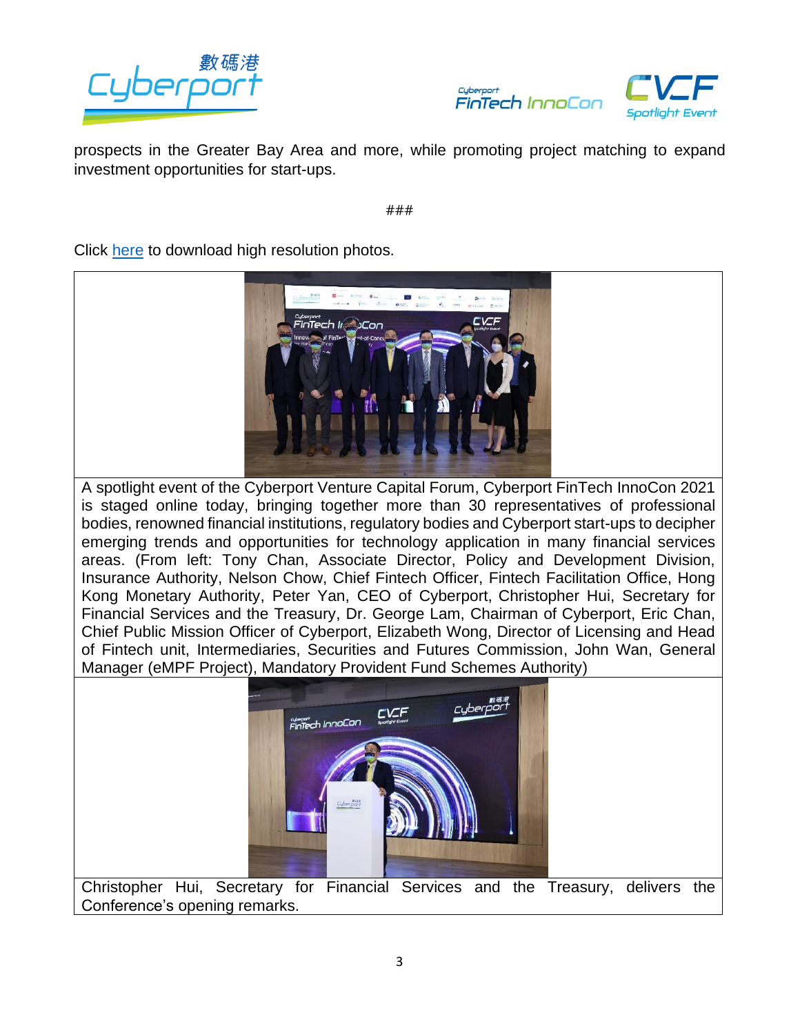prospects in the Greater Bay Area and more, while promoting project matching to expand investment opportunities for start-ups.

###

Click here to download high resolution photos.

| |
|---|
| A spotlight event of the Cyberport Venture Capital Forum, Cyberport FinTech InnoCon 2021 is staged online today, bringing together more than 30 representatives of professional bodies, renowned financial institutions, regulatory bodies and Cyberport start-ups to decipher emerging trends and opportunities for technology application in many financial services areas. (From left: Tony Chan, Associate Director, Policy and Development Division, Insurance Authority, Nelson Chow, Chief Fintech Officer, Fintech Facilitation Office, Hong Kong Monetary Authority, Peter Yan, CEO of Cyberport, Christopher Hui, Secretary for Financial Services and the Treasury, Dr. George Lam, Chairman of Cyberport, Eric Chan, Chief Public Mission Officer of Cyberport, Elizabeth Wong, Director of Licensing and Head of Fintech unit, Intermediaries, Securities and Futures Commission, John Wan, General Manager (eMPF Project), Mandatory Provident Fund Schemes Authority) |
| |
| Christopher Hui, Secretary for Financial Services and the Treasury, delivers the Conference's opening remarks. |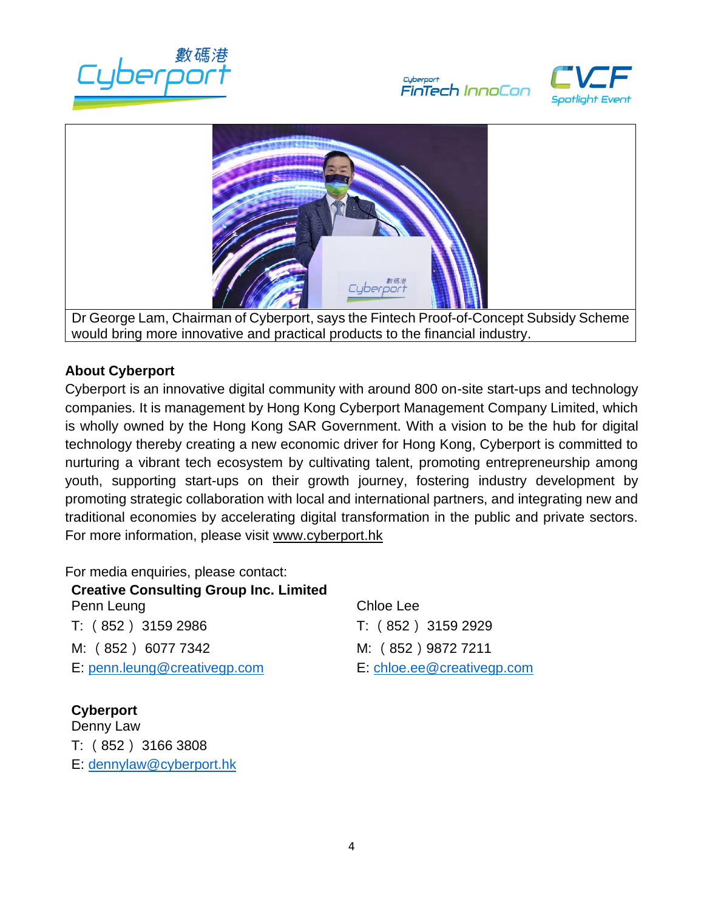Dr George Lam, Chairman of Cyberport, says the Fintech Proof-of-Concept Subsidy Scheme would bring more innovative and practical products to the financial industry.

**About Cyberport**

Cyberport is an innovative digital community with around 800 on-site start-ups and technology companies. It is management by Hong Kong Cyberport Management Company Limited, which is wholly owned by the Hong Kong SAR Government. With a vision to be the hub for digital technology thereby creating a new economic driver for Hong Kong, Cyberport is committed to nurturing a vibrant tech ecosystem by cultivating talent, promoting entrepreneurship among youth, supporting start-ups on their growth journey, fostering industry development by promoting strategic collaboration with local and international partners, and integrating new and traditional economies by accelerating digital transformation in the public and private sectors. For more information, please visit www.cyberport.hk

For media enquiries, please contact:

**Creative Consulting Group Inc. Limited**

Penn Leung
T: (852) 3159 2986
M: (852) 6077 7342
E: penn.leung@creativegp.com

Chloe Lee
T: (852) 3159 2929
M: (852) 9872 7211
E: chloe.ee@creativegp.com

**Cyberport**

Denny Law
T: (852) 3166 3808
E: dennylaw@cyberport.hk